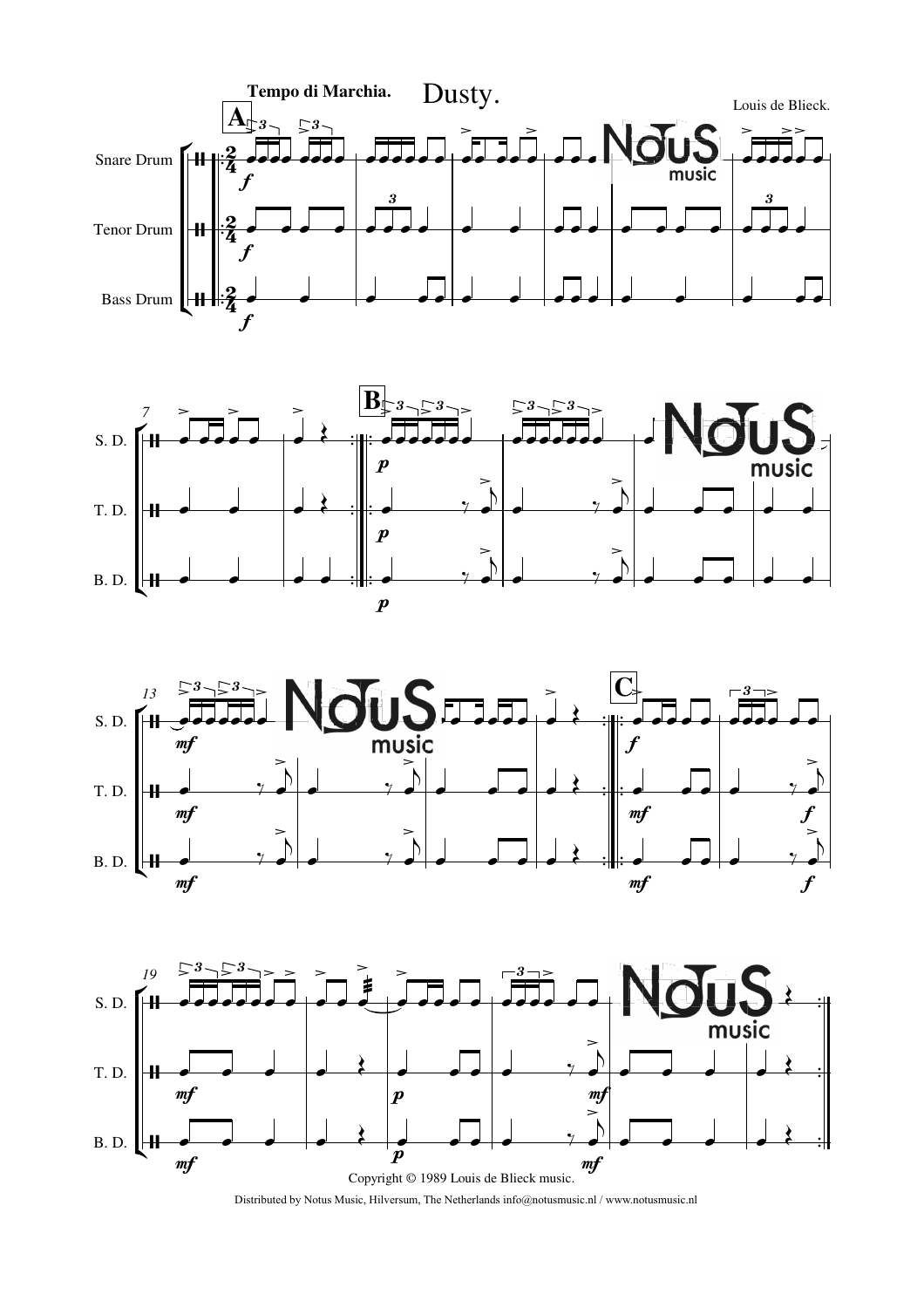# Dusty.

**Tempo di Marchia.**

Louis de Blieck.

Copyright © 1989 Louis de Blieck music.

Distributed by Notus Music, Hilversum, The Netherlands info@notusmusic.nl / www.notusmusic.nl